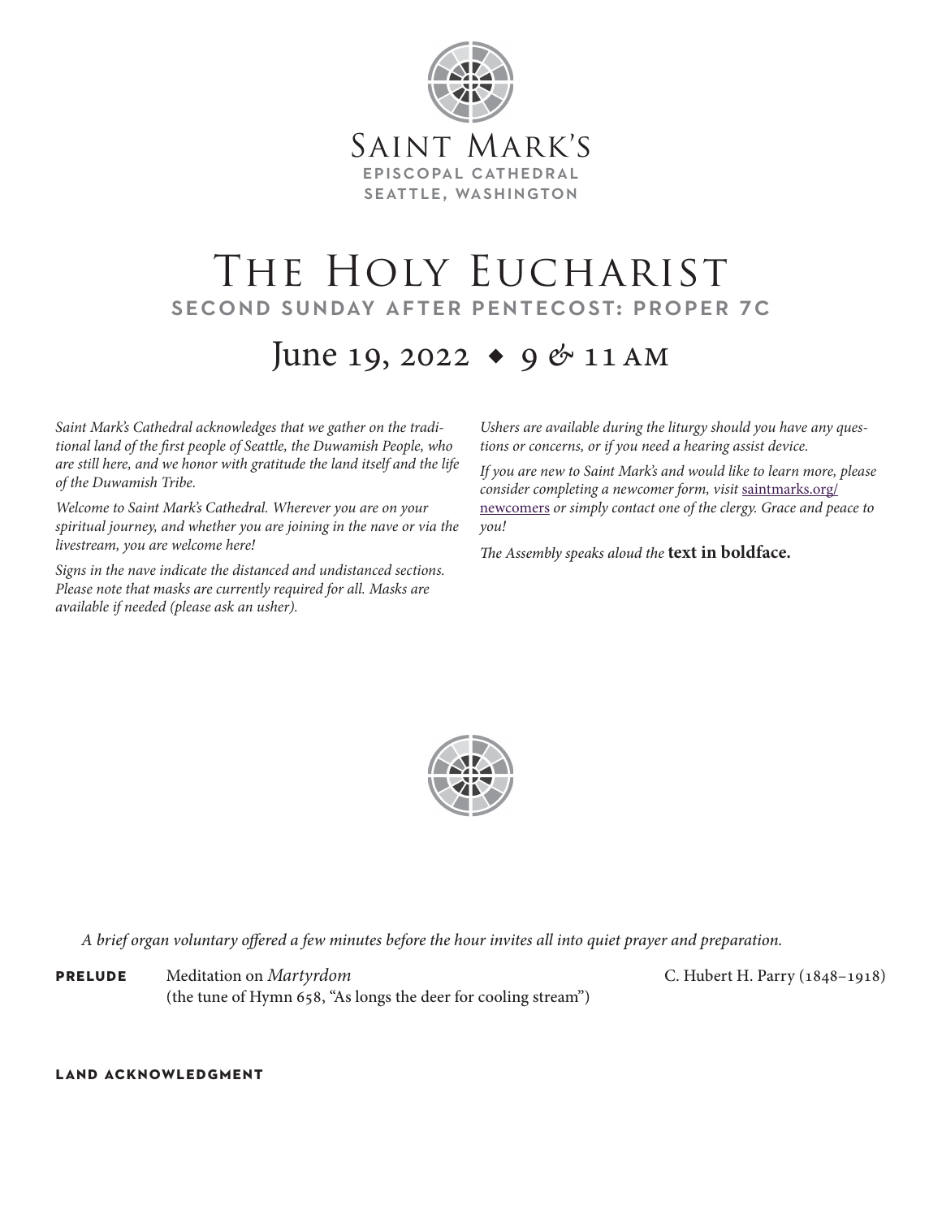# Saint Mark's

**EPISCOPAL CATHEDRAL**
**SEATTLE, WASHINGTON**

# The Holy Eucharist

## SECOND SUNDAY AFTER PENTECOST: PROPER 7C

## June 19, 2022 ◆ 9 & 11 AM

*Saint Mark's Cathedral acknowledges that we gather on the traditional land of the first people of Seattle, the Duwamish People, who are still here, and we honor with gratitude the land itself and the life of the Duwamish Tribe.*

*Welcome to Saint Mark's Cathedral. Wherever you are on your spiritual journey, and whether you are joining in the nave or via the livestream, you are welcome here!*

*Signs in the nave indicate the distanced and undistanced sections. Please note that masks are currently required for all. Masks are available if needed (please ask an usher).*

*Ushers are available during the liturgy should you have any questions or concerns, or if you need a hearing assist device.*

*If you are new to Saint Mark's and would like to learn more, please consider completing a newcomer form, visit* saintmarks.org/newcomers *or simply contact one of the clergy. Grace and peace to you!*

*The Assembly speaks aloud the* **text in boldface.**

*A brief organ voluntary offered a few minutes before the hour invites all into quiet prayer and preparation.*

**PRELUDE** Meditation on *Martyrdom* (the tune of Hymn 658, "As longs the deer for cooling stream") — C. Hubert H. Parry (1848–1918)

**LAND ACKNOWLEDGMENT**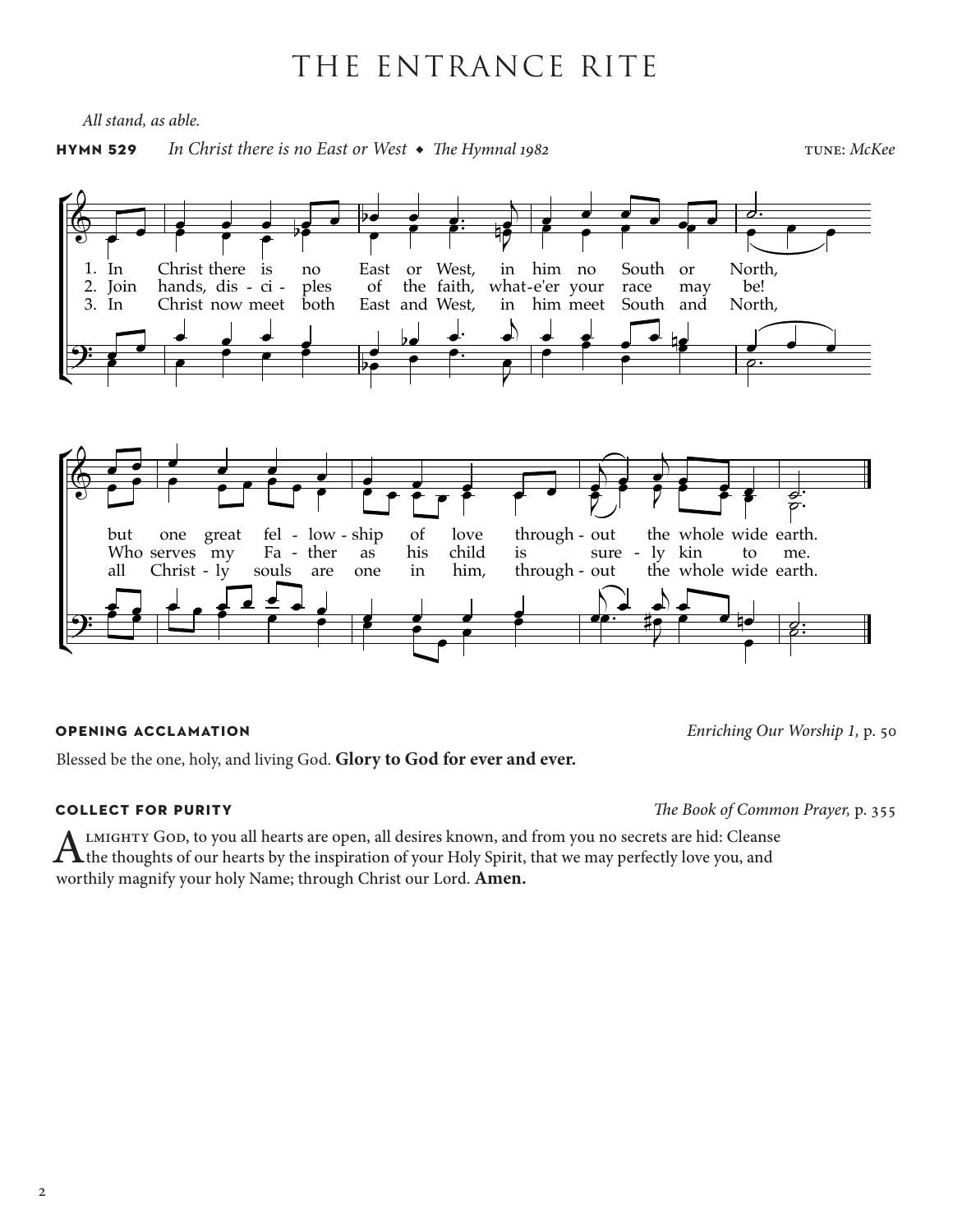# THE ENTRANCE RITE

*All stand, as able.*

**HYMN 529** *In Christ there is no East or West* ◆ *The Hymnal 1982* TUNE: *McKee*

1. In Christ there is no East or West, in him no South or North, but one great fel - low - ship of love through - out the whole wide earth.
2. Join hands, dis - ci - ples of the faith, what-e'er your race may be! Who serves my Fa - ther as his child is sure - ly kin to me.
3. In Christ now meet both East and West, in him meet South and North, all Christ - ly souls are one in him, through - out the whole wide earth.

**OPENING ACCLAMATION** *Enriching Our Worship 1,* p. 50

Blessed be the one, holy, and living God. **Glory to God for ever and ever.**

**COLLECT FOR PURITY** *The Book of Common Prayer,* p. 355

Almighty God, to you all hearts are open, all desires known, and from you no secrets are hid: Cleanse the thoughts of our hearts by the inspiration of your Holy Spirit, that we may perfectly love you, and worthily magnify your holy Name; through Christ our Lord. **Amen.**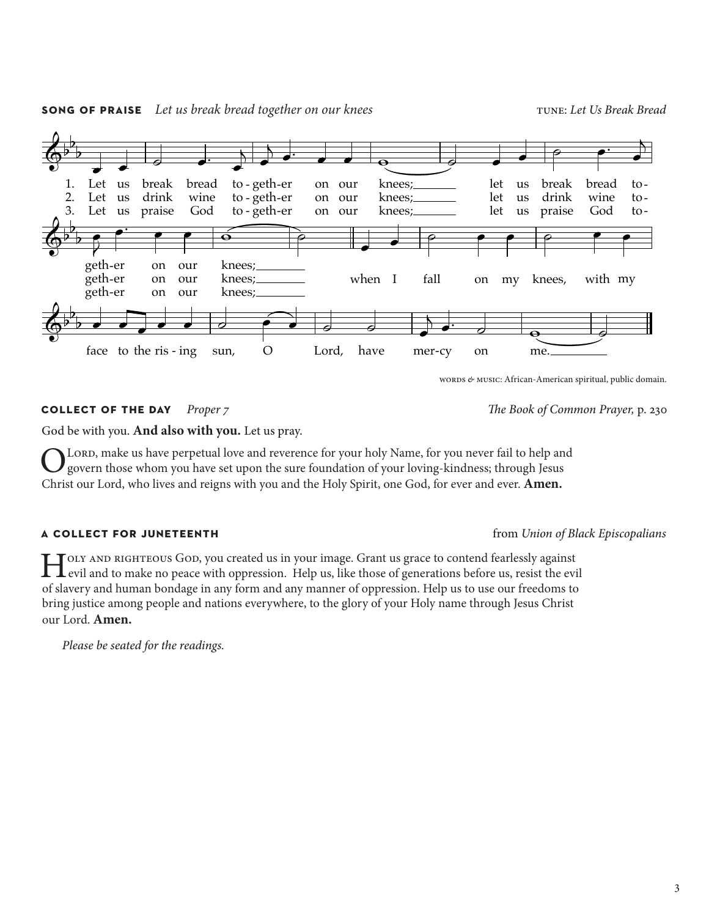**SONG OF PRAISE** *Let us break bread together on our knees* TUNE: *Let Us Break Bread*

1. Let us break bread to-geth-er on our knees; let us break bread to-geth-er on our knees;
2. Let us drink wine to-geth-er on our knees; let us drink wine to-geth-er on our knees;
3. Let us praise God to-geth-er on our knees; let us praise God to-geth-er on our knees;

when I fall on my knees, with my face to the ris-ing sun, O Lord, have mer-cy on me.

WORDS & MUSIC: African-American spiritual, public domain.

**COLLECT OF THE DAY** *Proper 7* *The Book of Common Prayer,* p. 230

God be with you. **And also with you.** Let us pray.

O LORD, make us have perpetual love and reverence for your holy Name, for you never fail to help and govern those whom you have set upon the sure foundation of your loving-kindness; through Jesus Christ our Lord, who lives and reigns with you and the Holy Spirit, one God, for ever and ever. **Amen.**

**A COLLECT FOR JUNETEENTH** from *Union of Black Episcopalians*

HOLY AND RIGHTEOUS GOD, you created us in your image. Grant us grace to contend fearlessly against evil and to make no peace with oppression. Help us, like those of generations before us, resist the evil of slavery and human bondage in any form and any manner of oppression. Help us to use our freedoms to bring justice among people and nations everywhere, to the glory of your Holy name through Jesus Christ our Lord. **Amen.**

*Please be seated for the readings.*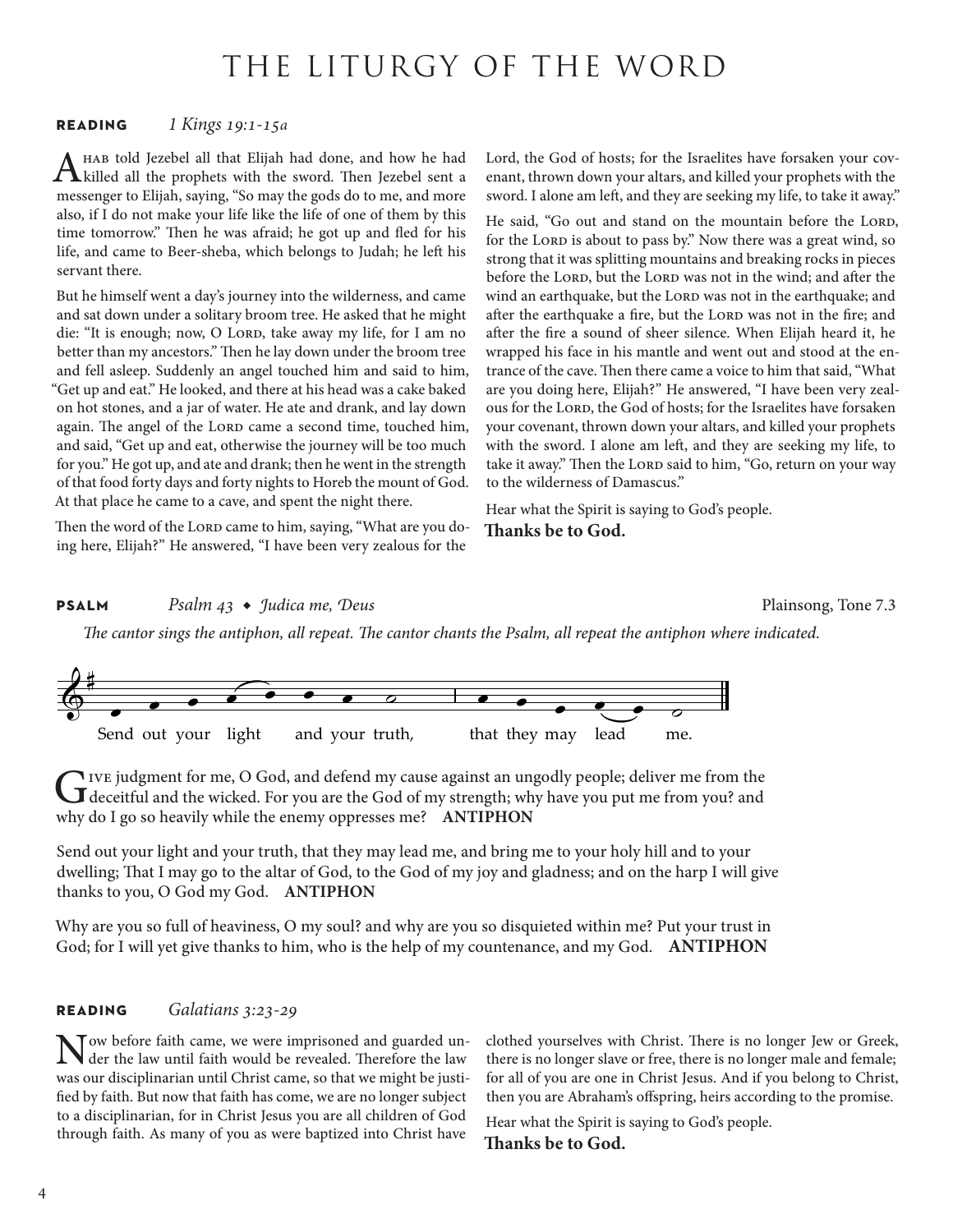# THE LITURGY OF THE WORD

**READING** *1 Kings 19:1-15a*

Ahab told Jezebel all that Elijah had done, and how he had killed all the prophets with the sword. Then Jezebel sent a messenger to Elijah, saying, "So may the gods do to me, and more also, if I do not make your life like the life of one of them by this time tomorrow." Then he was afraid; he got up and fled for his life, and came to Beer-sheba, which belongs to Judah; he left his servant there.

But he himself went a day's journey into the wilderness, and came and sat down under a solitary broom tree. He asked that he might die: "It is enough; now, O Lord, take away my life, for I am no better than my ancestors." Then he lay down under the broom tree and fell asleep. Suddenly an angel touched him and said to him, "Get up and eat." He looked, and there at his head was a cake baked on hot stones, and a jar of water. He ate and drank, and lay down again. The angel of the Lord came a second time, touched him, and said, "Get up and eat, otherwise the journey will be too much for you." He got up, and ate and drank; then he went in the strength of that food forty days and forty nights to Horeb the mount of God. At that place he came to a cave, and spent the night there.

Then the word of the Lord came to him, saying, "What are you doing here, Elijah?" He answered, "I have been very zealous for the Lord, the God of hosts; for the Israelites have forsaken your covenant, thrown down your altars, and killed your prophets with the sword. I alone am left, and they are seeking my life, to take it away."

He said, "Go out and stand on the mountain before the Lord, for the Lord is about to pass by." Now there was a great wind, so strong that it was splitting mountains and breaking rocks in pieces before the Lord, but the Lord was not in the wind; and after the wind an earthquake, but the Lord was not in the earthquake; and after the earthquake a fire, but the Lord was not in the fire; and after the fire a sound of sheer silence. When Elijah heard it, he wrapped his face in his mantle and went out and stood at the entrance of the cave. Then there came a voice to him that said, "What are you doing here, Elijah?" He answered, "I have been very zealous for the Lord, the God of hosts; for the Israelites have forsaken your covenant, thrown down your altars, and killed your prophets with the sword. I alone am left, and they are seeking my life, to take it away." Then the Lord said to him, "Go, return on your way to the wilderness of Damascus."

Hear what the Spirit is saying to God's people.
**Thanks be to God.**

**PSALM** *Psalm 43 ◆ Judica me, Deus* Plainsong, Tone 7.3

*The cantor sings the antiphon, all repeat. The cantor chants the Psalm, all repeat the antiphon where indicated.*

Send out your light and your truth, that they may lead me.

Give judgment for me, O God, and defend my cause against an ungodly people; deliver me from the deceitful and the wicked. For you are the God of my strength; why have you put me from you? and why do I go so heavily while the enemy oppresses me? **ANTIPHON**

Send out your light and your truth, that they may lead me, and bring me to your holy hill and to your dwelling; That I may go to the altar of God, to the God of my joy and gladness; and on the harp I will give thanks to you, O God my God. **ANTIPHON**

Why are you so full of heaviness, O my soul? and why are you so disquieted within me? Put your trust in God; for I will yet give thanks to him, who is the help of my countenance, and my God. **ANTIPHON**

**READING** *Galatians 3:23-29*

Now before faith came, we were imprisoned and guarded under the law until faith would be revealed. Therefore the law was our disciplinarian until Christ came, so that we might be justified by faith. But now that faith has come, we are no longer subject to a disciplinarian, for in Christ Jesus you are all children of God through faith. As many of you as were baptized into Christ have clothed yourselves with Christ. There is no longer Jew or Greek, there is no longer slave or free, there is no longer male and female; for all of you are one in Christ Jesus. And if you belong to Christ, then you are Abraham's offspring, heirs according to the promise.

Hear what the Spirit is saying to God's people.
**Thanks be to God.**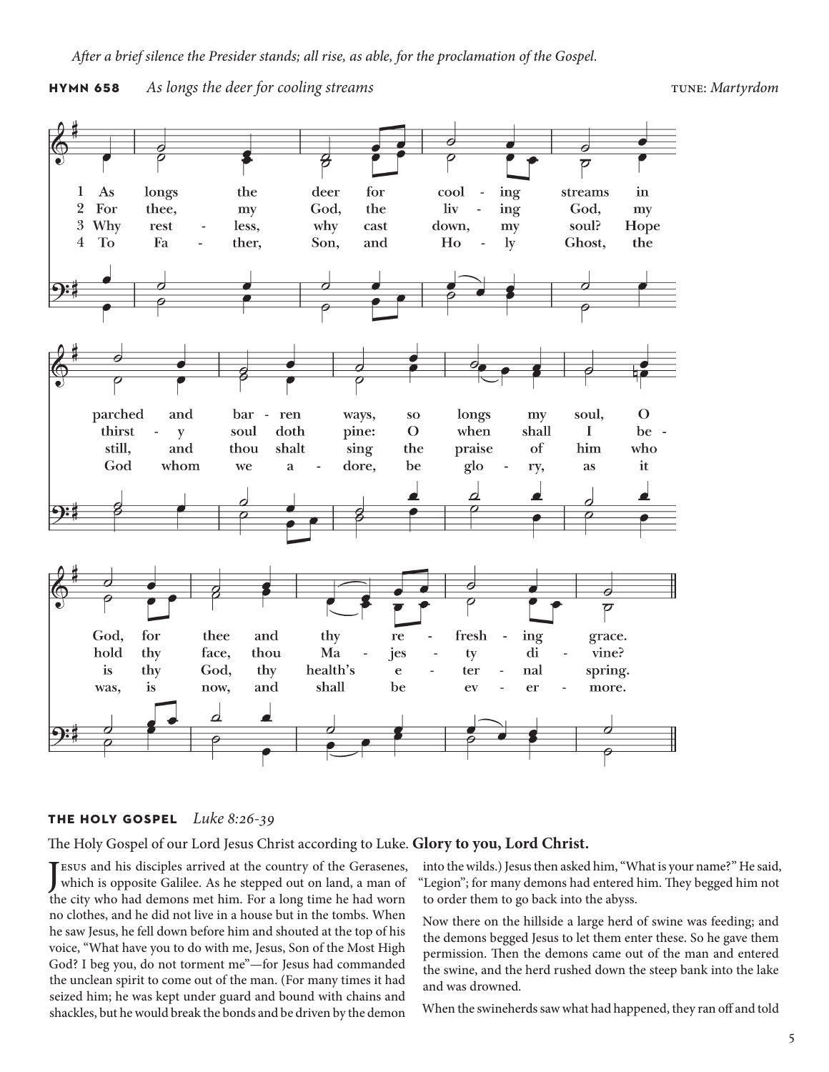*After a brief silence the Presider stands; all rise, as able, for the proclamation of the Gospel.*

**HYMN 658** *As longs the deer for cooling streams* TUNE: *Martyrdom*

1 As longs the deer for cooling streams in parched and barren ways, so longs my soul, O God, for thee and thy refreshing grace.

2 For thee, my God, the living God, my thirsty soul doth pine: O when shall I behold thy face, thou Majesty divine?

3 Why restless, why cast down, my soul? Hope still, and thou shalt sing the praise of him who is thy God, thy health's eternal spring.

4 To Father, Son, and Holy Ghost, the God whom we adore, be glory, as it was, is now, and shall be evermore.

**THE HOLY GOSPEL** *Luke 8:26-39*

The Holy Gospel of our Lord Jesus Christ according to Luke. **Glory to you, Lord Christ.**

Jesus and his disciples arrived at the country of the Gerasenes, which is opposite Galilee. As he stepped out on land, a man of the city who had demons met him. For a long time he had worn no clothes, and he did not live in a house but in the tombs. When he saw Jesus, he fell down before him and shouted at the top of his voice, "What have you to do with me, Jesus, Son of the Most High God? I beg you, do not torment me"—for Jesus had commanded the unclean spirit to come out of the man. (For many times it had seized him; he was kept under guard and bound with chains and shackles, but he would break the bonds and be driven by the demon into the wilds.) Jesus then asked him, "What is your name?" He said, "Legion"; for many demons had entered him. They begged him not to order them to go back into the abyss.

Now there on the hillside a large herd of swine was feeding; and the demons begged Jesus to let them enter these. So he gave them permission. Then the demons came out of the man and entered the swine, and the herd rushed down the steep bank into the lake and was drowned.

When the swineherds saw what had happened, they ran off and told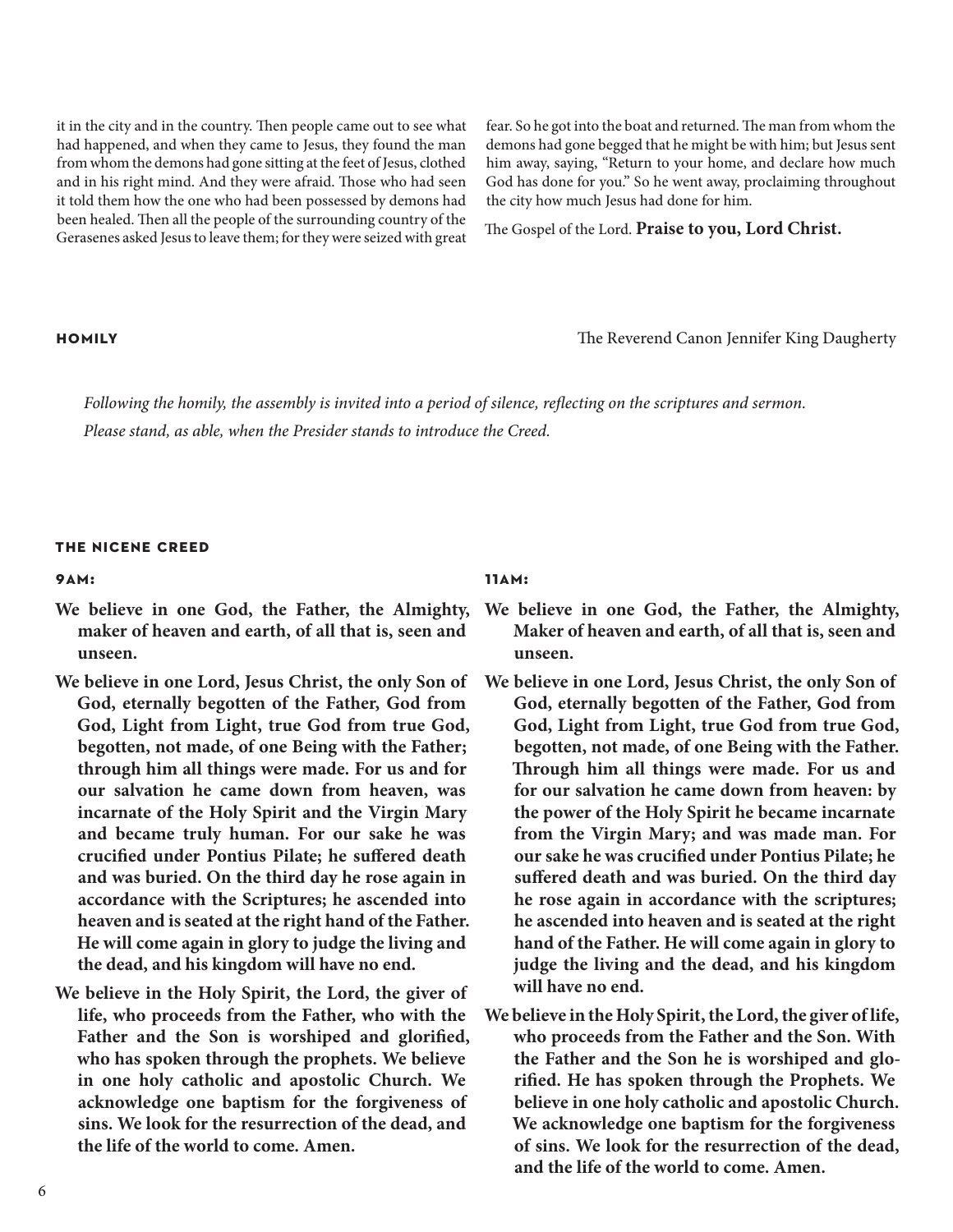it in the city and in the country. Then people came out to see what had happened, and when they came to Jesus, they found the man from whom the demons had gone sitting at the feet of Jesus, clothed and in his right mind. And they were afraid. Those who had seen it told them how the one who had been possessed by demons had been healed. Then all the people of the surrounding country of the Gerasenes asked Jesus to leave them; for they were seized with great fear. So he got into the boat and returned. The man from whom the demons had gone begged that he might be with him; but Jesus sent him away, saying, "Return to your home, and declare how much God has done for you." So he went away, proclaiming throughout the city how much Jesus had done for him.

The Gospel of the Lord. **Praise to you, Lord Christ.**

### HOMILY

The Reverend Canon Jennifer King Daugherty

*Following the homily, the assembly is invited into a period of silence, reflecting on the scriptures and sermon.*

*Please stand, as able, when the Presider stands to introduce the Creed.*

### THE NICENE CREED

#### 9AM:

**We believe in one God, the Father, the Almighty, maker of heaven and earth, of all that is, seen and unseen.**

**We believe in one Lord, Jesus Christ, the only Son of God, eternally begotten of the Father, God from God, Light from Light, true God from true God, begotten, not made, of one Being with the Father; through him all things were made. For us and for our salvation he came down from heaven, was incarnate of the Holy Spirit and the Virgin Mary and became truly human. For our sake he was crucified under Pontius Pilate; he suffered death and was buried. On the third day he rose again in accordance with the Scriptures; he ascended into heaven and is seated at the right hand of the Father. He will come again in glory to judge the living and the dead, and his kingdom will have no end.**

**We believe in the Holy Spirit, the Lord, the giver of life, who proceeds from the Father, who with the Father and the Son is worshiped and glorified, who has spoken through the prophets. We believe in one holy catholic and apostolic Church. We acknowledge one baptism for the forgiveness of sins. We look for the resurrection of the dead, and the life of the world to come. Amen.**

#### 11AM:

**We believe in one God, the Father, the Almighty, Maker of heaven and earth, of all that is, seen and unseen.**

**We believe in one Lord, Jesus Christ, the only Son of God, eternally begotten of the Father, God from God, Light from Light, true God from true God, begotten, not made, of one Being with the Father. Through him all things were made. For us and for our salvation he came down from heaven: by the power of the Holy Spirit he became incarnate from the Virgin Mary; and was made man. For our sake he was crucified under Pontius Pilate; he suffered death and was buried. On the third day he rose again in accordance with the scriptures; he ascended into heaven and is seated at the right hand of the Father. He will come again in glory to judge the living and the dead, and his kingdom will have no end.**

**We believe in the Holy Spirit, the Lord, the giver of life, who proceeds from the Father and the Son. With the Father and the Son he is worshiped and glorified. He has spoken through the Prophets. We believe in one holy catholic and apostolic Church. We acknowledge one baptism for the forgiveness of sins. We look for the resurrection of the dead, and the life of the world to come. Amen.**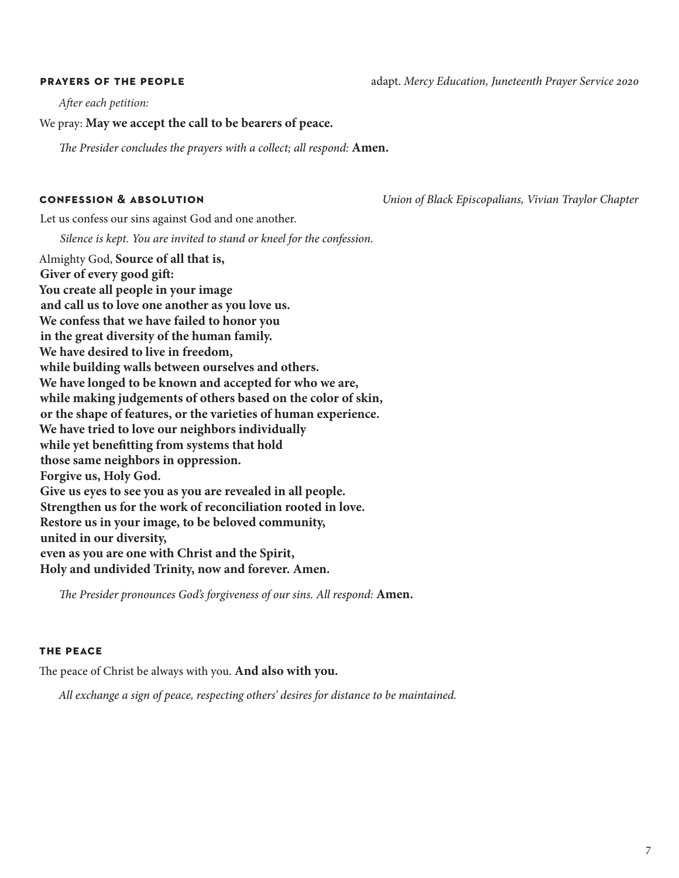## PRAYERS OF THE PEOPLE

adapt. *Mercy Education, Juneteenth Prayer Service 2020*

*After each petition:*

We pray: **May we accept the call to be bearers of peace.**

*The Presider concludes the prayers with a collect; all respond:* **Amen.**

## CONFESSION & ABSOLUTION

*Union of Black Episcopalians, Vivian Traylor Chapter*

Let us confess our sins against God and one another.

*Silence is kept. You are invited to stand or kneel for the confession.*

Almighty God, **Source of all that is,**  
**Giver of every good gift:**  
**You create all people in your image**  
**and call us to love one another as you love us.**  
**We confess that we have failed to honor you**  
**in the great diversity of the human family.**  
**We have desired to live in freedom,**  
**while building walls between ourselves and others.**  
**We have longed to be known and accepted for who we are,**  
**while making judgements of others based on the color of skin,**  
**or the shape of features, or the varieties of human experience.**  
**We have tried to love our neighbors individually**  
**while yet benefitting from systems that hold**  
**those same neighbors in oppression.**  
**Forgive us, Holy God.**  
**Give us eyes to see you as you are revealed in all people.**  
**Strengthen us for the work of reconciliation rooted in love.**  
**Restore us in your image, to be beloved community,**  
**united in our diversity,**  
**even as you are one with Christ and the Spirit,**  
**Holy and undivided Trinity, now and forever. Amen.**

*The Presider pronounces God's forgiveness of our sins. All respond:* **Amen.**

## THE PEACE

The peace of Christ be always with you. **And also with you.**

*All exchange a sign of peace, respecting others' desires for distance to be maintained.*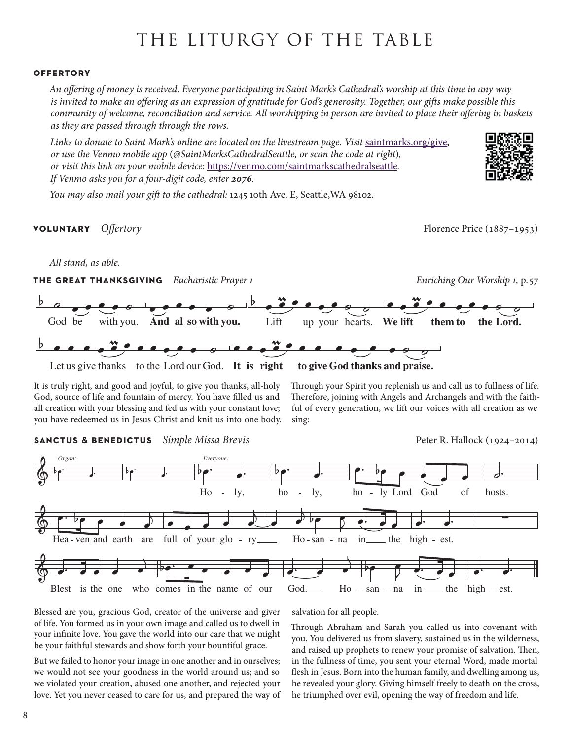# THE LITURGY OF THE TABLE

### OFFERTORY

*An offering of money is received. Everyone participating in Saint Mark's Cathedral's worship at this time in any way is invited to make an offering as an expression of gratitude for God's generosity. Together, our gifts make possible this community of welcome, reconciliation and service. All worshipping in person are invited to place their offering in baskets as they are passed through through the rows.*

*Links to donate to Saint Mark's online are located on the livestream page. Visit* saintmarks.org/give, *or use the Venmo mobile app (@SaintMarksCathedralSeattle, or scan the code at right), or visit this link on your mobile device:* https://venmo.com/saintmarkscathedralseattle. *If Venmo asks you for a four-digit code, enter* ***2076****.*

*You may also mail your gift to the cathedral:* 1245 10th Ave. E, Seattle,WA 98102.

**VOLUNTARY** *Offertory* — Florence Price (1887–1953)

*All stand, as able.*

**THE GREAT THANKSGIVING** *Eucharistic Prayer 1* — *Enriching Our Worship 1,* p. 57

God be with you. **And also with you.** Lift up your hearts. **We lift them to the Lord.**

Let us give thanks to the Lord our God. **It is right to give God thanks and praise.**

It is truly right, and good and joyful, to give you thanks, all-holy God, source of life and fountain of mercy. You have filled us and all creation with your blessing and fed us with your constant love; you have redeemed us in Jesus Christ and knit us into one body. Through your Spirit you replenish us and call us to fullness of life. Therefore, joining with Angels and Archangels and with the faithful of every generation, we lift our voices with all creation as we sing:

**SANCTUS & BENEDICTUS** *Simple Missa Brevis* — Peter R. Hallock (1924–2014)

*Organ:* *Everyone:*

Holy, holy, holy Lord God of hosts. Heaven and earth are full of your glory. Hosanna in the highest.

Blest is the one who comes in the name of our God. Hosanna in the highest.

Blessed are you, gracious God, creator of the universe and giver of life. You formed us in your own image and called us to dwell in your infinite love. You gave the world into our care that we might be your faithful stewards and show forth your bountiful grace.

But we failed to honor your image in one another and in ourselves; we would not see your goodness in the world around us; and so we violated your creation, abused one another, and rejected your love. Yet you never ceased to care for us, and prepared the way of salvation for all people.

Through Abraham and Sarah you called us into covenant with you. You delivered us from slavery, sustained us in the wilderness, and raised up prophets to renew your promise of salvation. Then, in the fullness of time, you sent your eternal Word, made mortal flesh in Jesus. Born into the human family, and dwelling among us, he revealed your glory. Giving himself freely to death on the cross, he triumphed over evil, opening the way of freedom and life.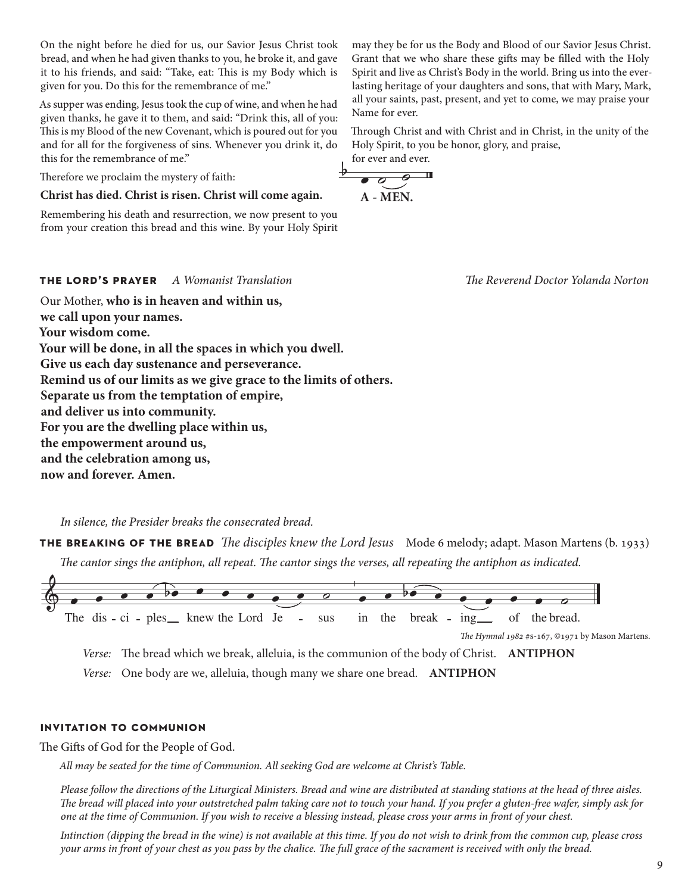On the night before he died for us, our Savior Jesus Christ took bread, and when he had given thanks to you, he broke it, and gave it to his friends, and said: "Take, eat: This is my Body which is given for you. Do this for the remembrance of me."

As supper was ending, Jesus took the cup of wine, and when he had given thanks, he gave it to them, and said: "Drink this, all of you: This is my Blood of the new Covenant, which is poured out for you and for all for the forgiveness of sins. Whenever you drink it, do this for the remembrance of me."

Therefore we proclaim the mystery of faith:

**Christ has died. Christ is risen. Christ will come again.**

Remembering his death and resurrection, we now present to you from your creation this bread and this wine. By your Holy Spirit may they be for us the Body and Blood of our Savior Jesus Christ. Grant that we who share these gifts may be filled with the Holy Spirit and live as Christ's Body in the world. Bring us into the everlasting heritage of your daughters and sons, that with Mary, Mark, all your saints, past, present, and yet to come, we may praise your Name for ever.

Through Christ and with Christ and in Christ, in the unity of the Holy Spirit, to you be honor, glory, and praise, for ever and ever.

**A - MEN.**

## THE LORD'S PRAYER *A Womanist Translation* *The Reverend Doctor Yolanda Norton*

Our Mother, **who is in heaven and within us,**
**we call upon your names.**
**Your wisdom come.**
**Your will be done, in all the spaces in which you dwell.**
**Give us each day sustenance and perseverance.**
**Remind us of our limits as we give grace to the limits of others.**
**Separate us from the temptation of empire,**
**and deliver us into community.**
**For you are the dwelling place within us,**
**the empowerment around us,**
**and the celebration among us,**
**now and forever. Amen.**

*In silence, the Presider breaks the consecrated bread.*

## THE BREAKING OF THE BREAD *The disciples knew the Lord Jesus* Mode 6 melody; adapt. Mason Martens (b. 1933)

*The cantor sings the antiphon, all repeat. The cantor sings the verses, all repeating the antiphon as indicated.*

The dis - ci - ples knew the Lord Je - sus in the break - ing of the bread.

*The Hymnal 1982* #s-167, ©1971 by Mason Martens.

*Verse:* The bread which we break, alleluia, is the communion of the body of Christ. **ANTIPHON**

*Verse:* One body are we, alleluia, though many we share one bread. **ANTIPHON**

## INVITATION TO COMMUNION

The Gifts of God for the People of God.

*All may be seated for the time of Communion. All seeking God are welcome at Christ's Table.*

*Please follow the directions of the Liturgical Ministers. Bread and wine are distributed at standing stations at the head of three aisles. The bread will placed into your outstretched palm taking care not to touch your hand. If you prefer a gluten-free wafer, simply ask for one at the time of Communion. If you wish to receive a blessing instead, please cross your arms in front of your chest.*

*Intinction (dipping the bread in the wine) is not available at this time. If you do not wish to drink from the common cup, please cross your arms in front of your chest as you pass by the chalice. The full grace of the sacrament is received with only the bread.*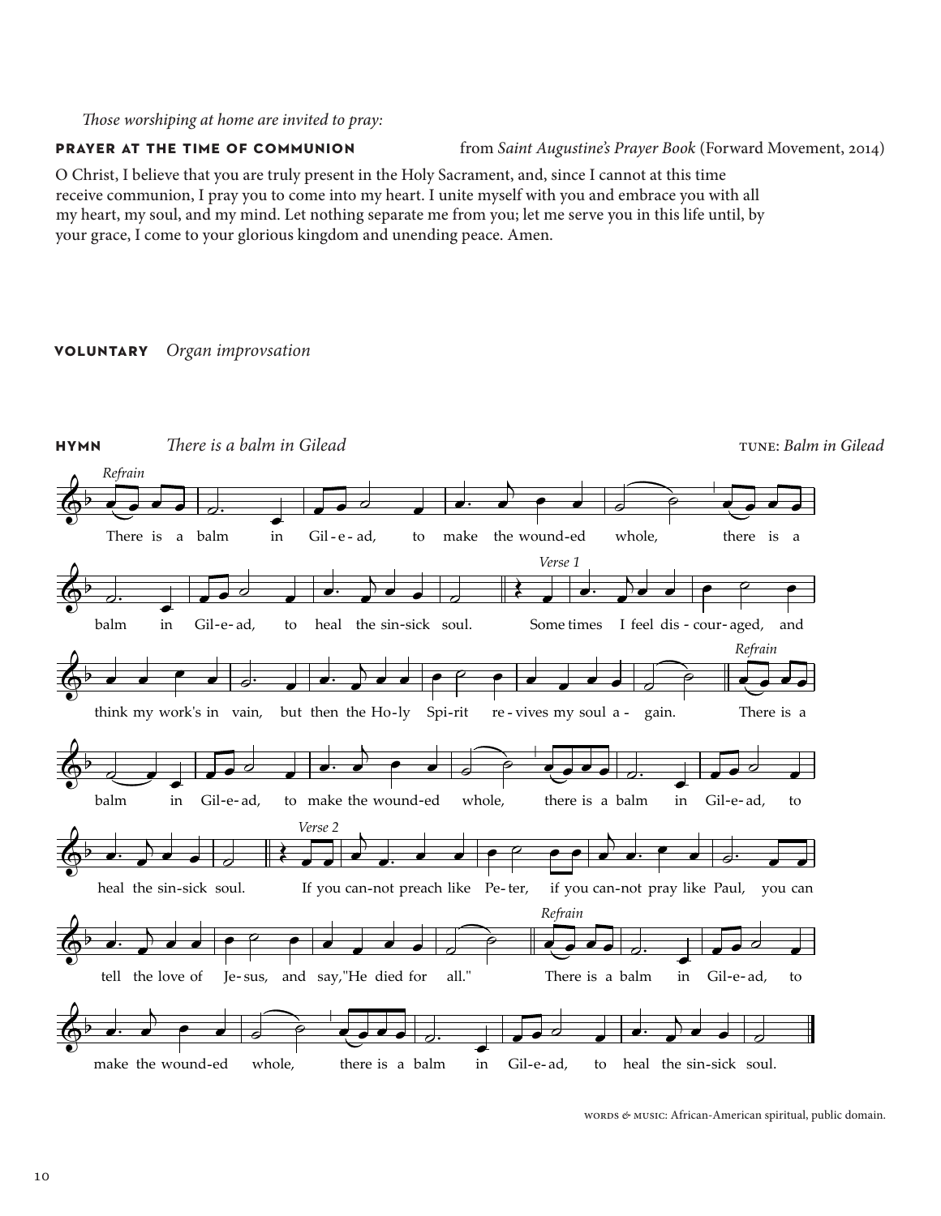*Those worshiping at home are invited to pray:*

**PRAYER AT THE TIME OF COMMUNION** from *Saint Augustine's Prayer Book* (Forward Movement, 2014)

O Christ, I believe that you are truly present in the Holy Sacrament, and, since I cannot at this time receive communion, I pray you to come into my heart. I unite myself with you and embrace you with all my heart, my soul, and my mind. Let nothing separate me from you; let me serve you in this life until, by your grace, I come to your glorious kingdom and unending peace. Amen.

**VOLUNTARY** *Organ improvsation*

**HYMN** *There is a balm in Gilead* TUNE: *Balm in Gilead*

*Refrain*
There is a balm in Gil-e-ad, to make the wound-ed whole, there is a balm in Gil-e-ad, to heal the sin-sick soul.

*Verse 1*
Some times I feel dis-cour-aged, and think my work's in vain, but then the Ho-ly Spi-rit re-vives my soul a-gain.

*Refrain*
There is a balm in Gil-e-ad, to make the wound-ed whole, there is a balm in Gil-e-ad, to heal the sin-sick soul.

*Verse 2*
If you can-not preach like Pe-ter, if you can-not pray like Paul, you can tell the love of Je-sus, and say,"He died for all."

*Refrain*
There is a balm in Gil-e-ad, to make the wound-ed whole, there is a balm in Gil-e-ad, to heal the sin-sick soul.

WORDS & MUSIC: African-American spiritual, public domain.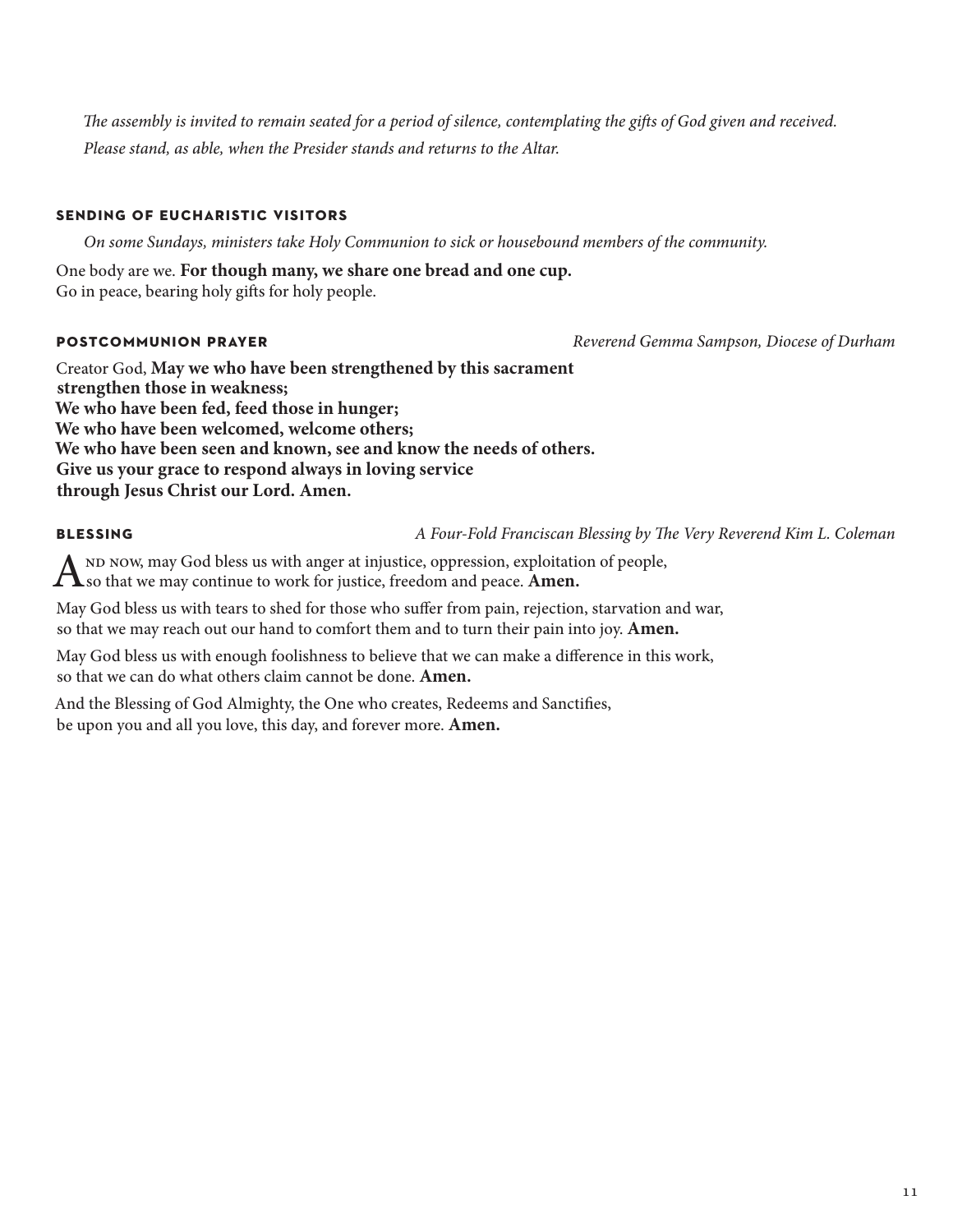*The assembly is invited to remain seated for a period of silence, contemplating the gifts of God given and received. Please stand, as able, when the Presider stands and returns to the Altar.*

## SENDING OF EUCHARISTIC VISITORS

*On some Sundays, ministers take Holy Communion to sick or housebound members of the community.*

One body are we. **For though many, we share one bread and one cup.**
Go in peace, bearing holy gifts for holy people.

## POSTCOMMUNION PRAYER

*Reverend Gemma Sampson, Diocese of Durham*

Creator God, **May we who have been strengthened by this sacrament strengthen those in weakness;**
**We who have been fed, feed those in hunger;**
**We who have been welcomed, welcome others;**
**We who have been seen and known, see and know the needs of others.**
**Give us your grace to respond always in loving service**
**through Jesus Christ our Lord. Amen.**

## BLESSING

*A Four-Fold Franciscan Blessing by The Very Reverend Kim L. Coleman*

And now, may God bless us with anger at injustice, oppression, exploitation of people, so that we may continue to work for justice, freedom and peace. **Amen.**

May God bless us with tears to shed for those who suffer from pain, rejection, starvation and war, so that we may reach out our hand to comfort them and to turn their pain into joy. **Amen.**

May God bless us with enough foolishness to believe that we can make a difference in this work, so that we can do what others claim cannot be done. **Amen.**

And the Blessing of God Almighty, the One who creates, Redeems and Sanctifies, be upon you and all you love, this day, and forever more. **Amen.**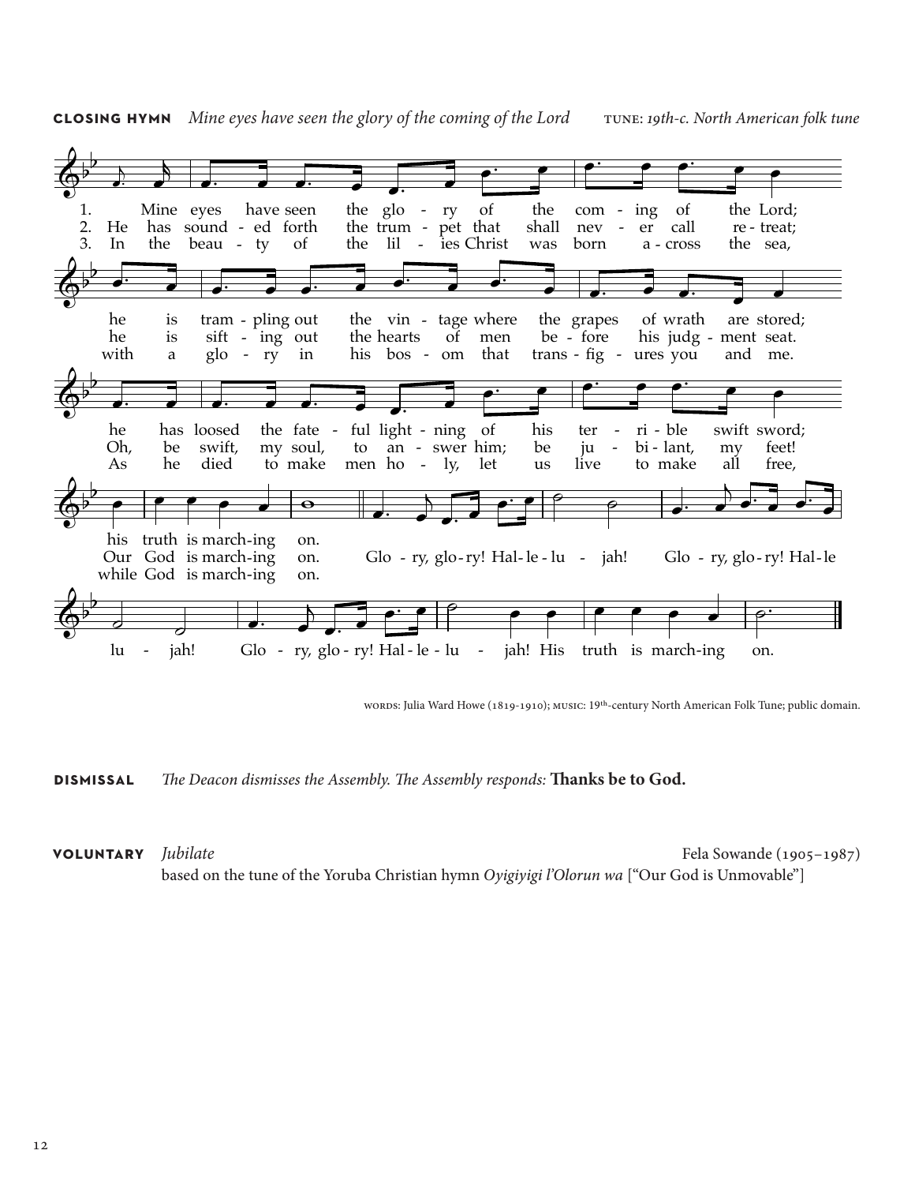**CLOSING HYMN** *Mine eyes have seen the glory of the coming of the Lord* TUNE: *19th-c. North American folk tune*

1. Mine eyes have seen the glory of the coming of the Lord;
he is trampling out the vintage where the grapes of wrath are stored;
he has loosed the fateful lightning of his terrible swift sword;
his truth is marching on.

2. He has sounded forth the trumpet that shall never call retreat;
he is sifting out the hearts of men before his judgment seat.
Oh, be swift, my soul, to answer him; be jubilant, my feet!
Our God is marching on.

3. In the beauty of the lilies Christ was born across the sea,
with a glory in his bosom that transfigures you and me.
As he died to make men holy, let us live to make all free,
while God is marching on.

Glory, glory! Hallelujah! Glory, glory! Hallelujah! Glory, glory! Hallelujah! His truth is marching on.

WORDS: Julia Ward Howe (1819-1910); MUSIC: 19th-century North American Folk Tune; public domain.

**DISMISSAL** *The Deacon dismisses the Assembly. The Assembly responds:* **Thanks be to God.**

**VOLUNTARY** *Jubilate* Fela Sowande (1905–1987)
based on the tune of the Yoruba Christian hymn *Oyigiyigi l'Olorun wa* ["Our God is Unmovable"]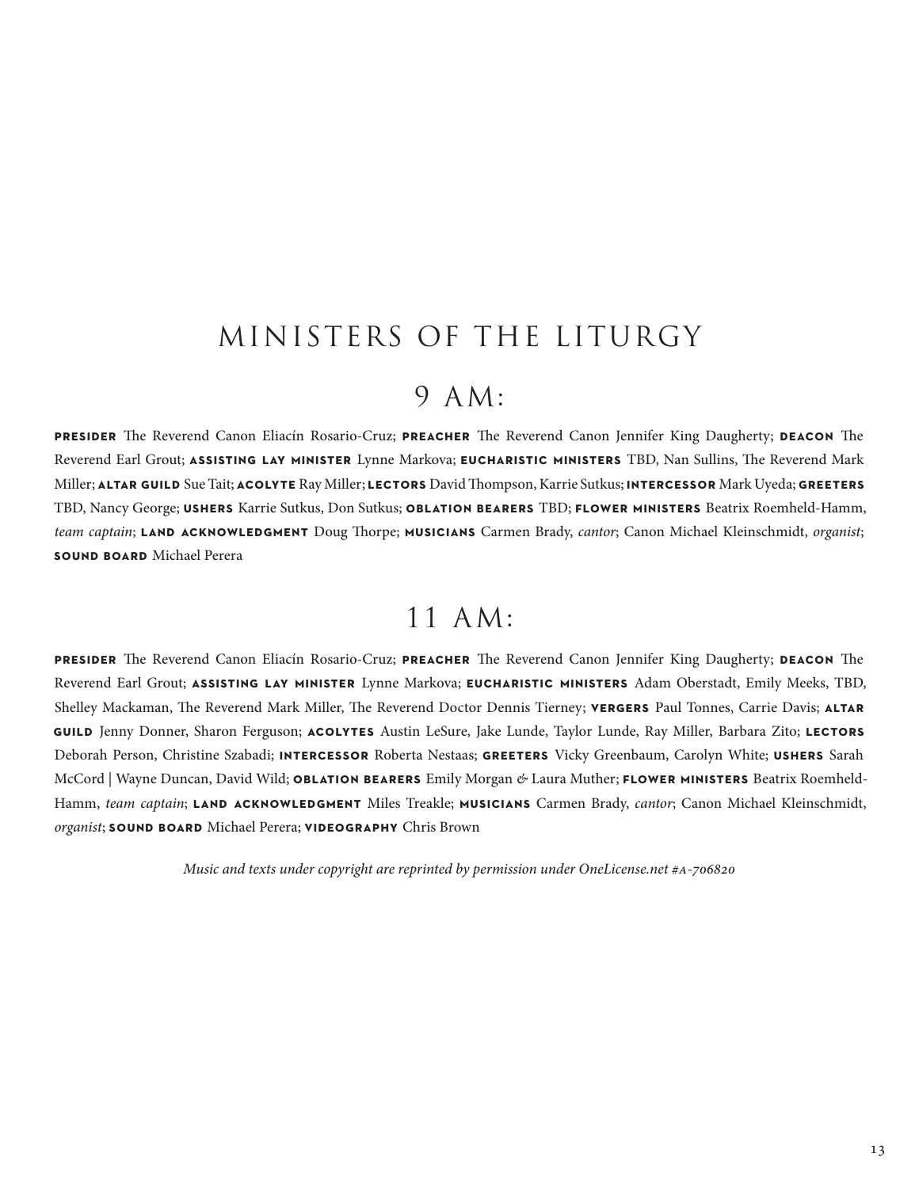# MINISTERS OF THE LITURGY

## 9 AM:

**PRESIDER** The Reverend Canon Eliacín Rosario-Cruz; **PREACHER** The Reverend Canon Jennifer King Daugherty; **DEACON** The Reverend Earl Grout; **ASSISTING LAY MINISTER** Lynne Markova; **EUCHARISTIC MINISTERS** TBD, Nan Sullins, The Reverend Mark Miller; **ALTAR GUILD** Sue Tait; **ACOLYTE** Ray Miller; **LECTORS** David Thompson, Karrie Sutkus; **INTERCESSOR** Mark Uyeda; **GREETERS** TBD, Nancy George; **USHERS** Karrie Sutkus, Don Sutkus; **OBLATION BEARERS** TBD; **FLOWER MINISTERS** Beatrix Roemheld-Hamm, *team captain*; **LAND ACKNOWLEDGMENT** Doug Thorpe; **MUSICIANS** Carmen Brady, *cantor*; Canon Michael Kleinschmidt, *organist*; **SOUND BOARD** Michael Perera

## 11 AM:

**PRESIDER** The Reverend Canon Eliacín Rosario-Cruz; **PREACHER** The Reverend Canon Jennifer King Daugherty; **DEACON** The Reverend Earl Grout; **ASSISTING LAY MINISTER** Lynne Markova; **EUCHARISTIC MINISTERS** Adam Oberstadt, Emily Meeks, TBD, Shelley Mackaman, The Reverend Mark Miller, The Reverend Doctor Dennis Tierney; **VERGERS** Paul Tonnes, Carrie Davis; **ALTAR GUILD** Jenny Donner, Sharon Ferguson; **ACOLYTES** Austin LeSure, Jake Lunde, Taylor Lunde, Ray Miller, Barbara Zito; **LECTORS** Deborah Person, Christine Szabadi; **INTERCESSOR** Roberta Nestaas; **GREETERS** Vicky Greenbaum, Carolyn White; **USHERS** Sarah McCord | Wayne Duncan, David Wild; **OBLATION BEARERS** Emily Morgan & Laura Muther; **FLOWER MINISTERS** Beatrix Roemheld-Hamm, *team captain*; **LAND ACKNOWLEDGMENT** Miles Treakle; **MUSICIANS** Carmen Brady, *cantor*; Canon Michael Kleinschmidt, *organist*; **SOUND BOARD** Michael Perera; **VIDEOGRAPHY** Chris Brown

*Music and texts under copyright are reprinted by permission under OneLicense.net #A-706820*